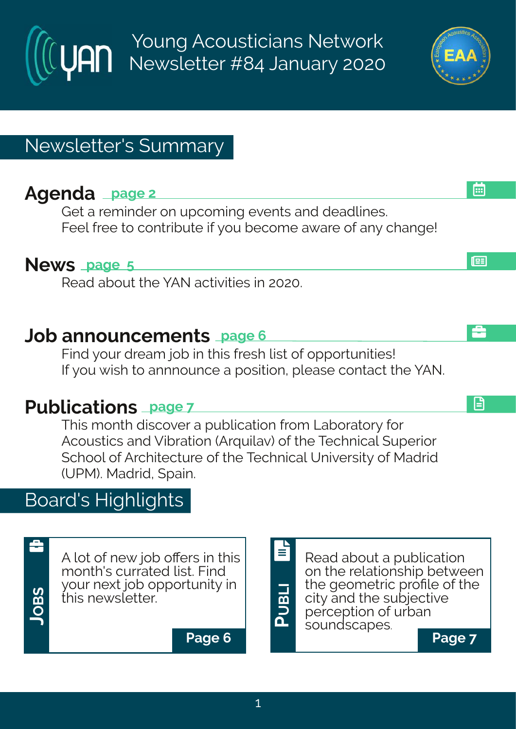# Young Acousticians Network Newsletter #84 January 2020

## Newsletter's Summary

### Agenda page 2

Get a reminder on upcoming events and deadlines.
Feel free to contribute if you become aware of any change!

### News page 5

Read about the YAN activities in 2020.

### Job announcements page 6

Find your dream job in this fresh list of opportunities!
If you wish to annnounce a position, please contact the YAN.

### Publications page 7

This month discover a publication from Laboratory for Acoustics and Vibration (Arquilav) of the Technical Superior School of Architecture of the Technical University of Madrid (UPM). Madrid, Spain.

## Board's Highlights

**Jobs**

A lot of new job offers in this month's currated list. Find your next job opportunity in this newsletter.

**Page 6**

**Publi**

Read about a publication on the relationship between the geometric profile of the city and the subjective perception of urban soundscapes.

**Page 7**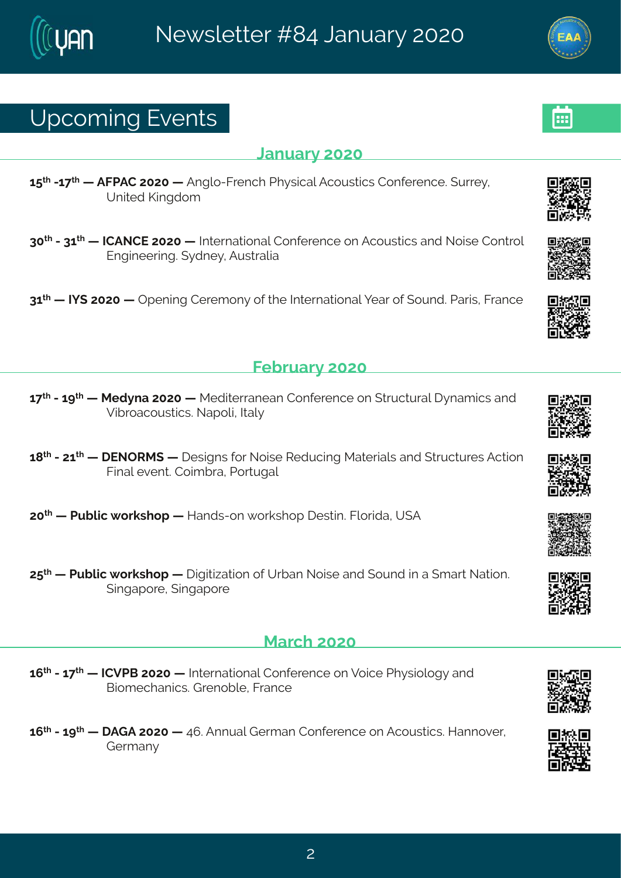## Upcoming Events

### January 2020

**15th -17th — AFPAC 2020 —** Anglo-French Physical Acoustics Conference. Surrey, United Kingdom

**30th - 31th — ICANCE 2020 —** International Conference on Acoustics and Noise Control Engineering. Sydney, Australia

**31th — IYS 2020 —** Opening Ceremony of the International Year of Sound. Paris, France

### February 2020

**17th - 19th — Medyna 2020 —** Mediterranean Conference on Structural Dynamics and Vibroacoustics. Napoli, Italy

**18th - 21th — DENORMS —** Designs for Noise Reducing Materials and Structures Action Final event. Coimbra, Portugal

**20th — Public workshop —** Hands-on workshop Destin. Florida, USA

**25th — Public workshop —** Digitization of Urban Noise and Sound in a Smart Nation. Singapore, Singapore

### March 2020

**16th - 17th — ICVPB 2020 —** International Conference on Voice Physiology and Biomechanics. Grenoble, France

**16th - 19th — DAGA 2020 —** 46. Annual German Conference on Acoustics. Hannover, Germany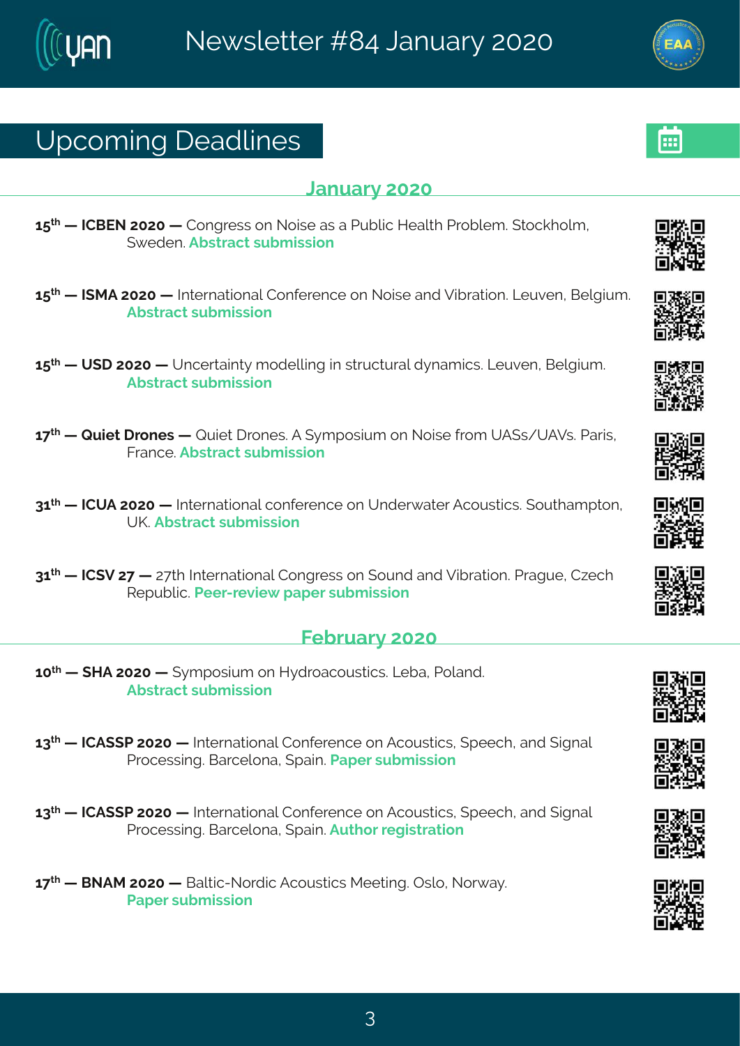## Upcoming Deadlines

### January 2020

**15th — ICBEN 2020 —** Congress on Noise as a Public Health Problem. Stockholm, Sweden. **Abstract submission**

**15th — ISMA 2020 —** International Conference on Noise and Vibration. Leuven, Belgium. **Abstract submission**

**15th — USD 2020 —** Uncertainty modelling in structural dynamics. Leuven, Belgium. **Abstract submission**

**17th — Quiet Drones —** Quiet Drones. A Symposium on Noise from UASs/UAVs. Paris, France. **Abstract submission**

**31th — ICUA 2020 —** International conference on Underwater Acoustics. Southampton, UK. **Abstract submission**

**31th — ICSV 27 —** 27th International Congress on Sound and Vibration. Prague, Czech Republic. **Peer-review paper submission**

### February 2020

**10th — SHA 2020 —** Symposium on Hydroacoustics. Leba, Poland. **Abstract submission**

**13th — ICASSP 2020 —** International Conference on Acoustics, Speech, and Signal Processing. Barcelona, Spain. **Paper submission**

**13th — ICASSP 2020 —** International Conference on Acoustics, Speech, and Signal Processing. Barcelona, Spain. **Author registration**

**17th — BNAM 2020 —** Baltic-Nordic Acoustics Meeting. Oslo, Norway. **Paper submission**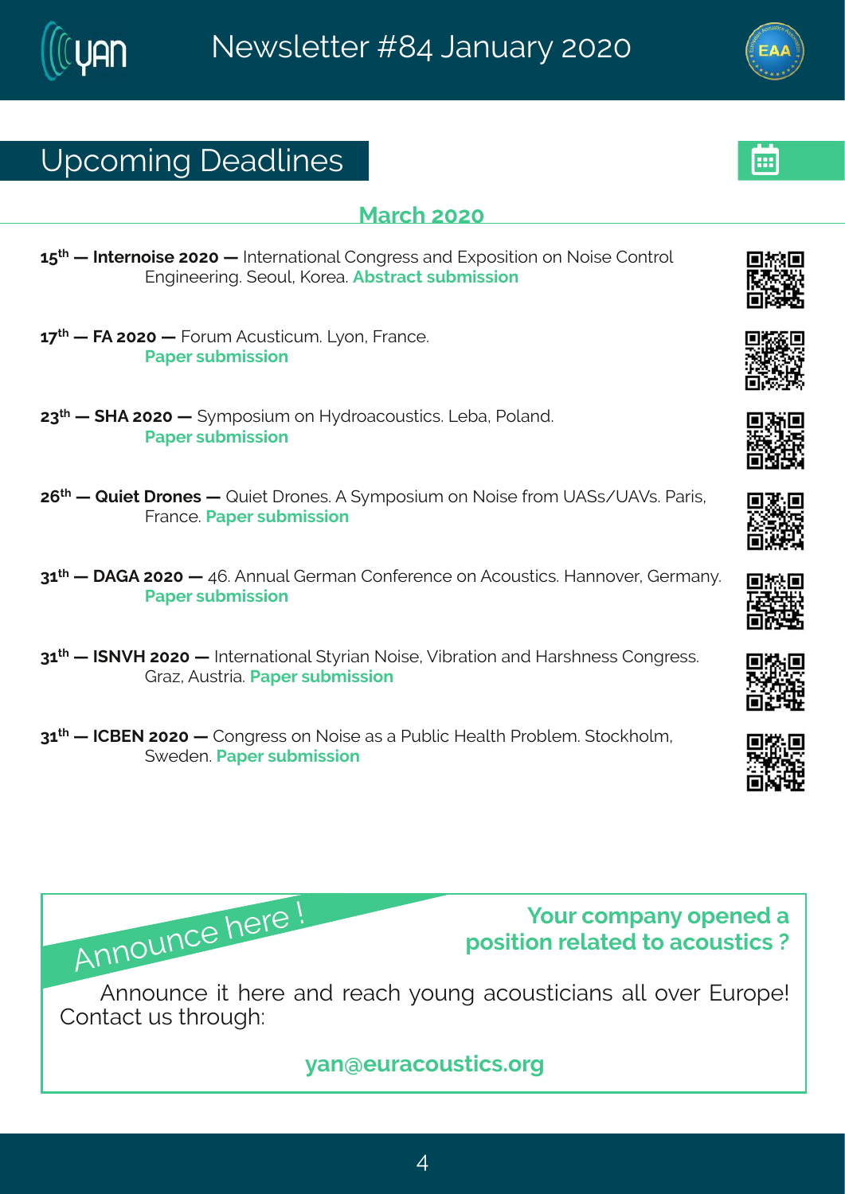## Upcoming Deadlines

### March 2020

**15th — Internoise 2020 —** International Congress and Exposition on Noise Control Engineering. Seoul, Korea. **Abstract submission**

**17th — FA 2020 —** Forum Acusticum. Lyon, France. **Paper submission**

**23th — SHA 2020 —** Symposium on Hydroacoustics. Leba, Poland. **Paper submission**

**26th — Quiet Drones —** Quiet Drones. A Symposium on Noise from UASs/UAVs. Paris, France. **Paper submission**

**31th — DAGA 2020 —** 46. Annual German Conference on Acoustics. Hannover, Germany. **Paper submission**

**31th — ISNVH 2020 —** International Styrian Noise, Vibration and Harshness Congress. Graz, Austria. **Paper submission**

**31th — ICBEN 2020 —** Congress on Noise as a Public Health Problem. Stockholm, Sweden. **Paper submission**

Announce here !

**Your company opened a position related to acoustics ?**

Announce it here and reach young acousticians all over Europe! Contact us through:

**yan@euracoustics.org**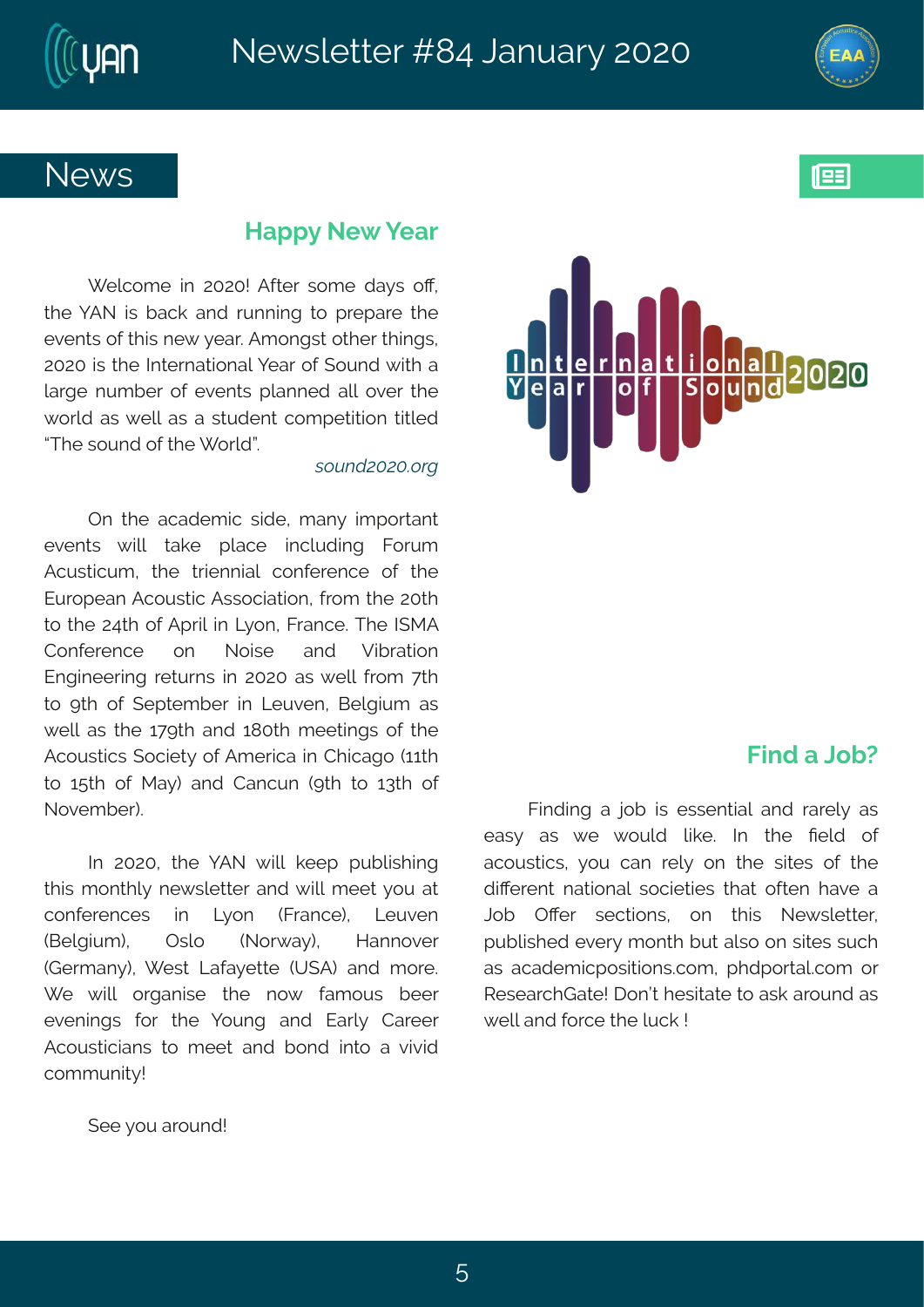## News

### Happy New Year

Welcome in 2020! After some days off, the YAN is back and running to prepare the events of this new year. Amongst other things, 2020 is the International Year of Sound with a large number of events planned all over the world as well as a student competition titled "The sound of the World".

*sound2020.org*

On the academic side, many important events will take place including Forum Acusticum, the triennial conference of the European Acoustic Association, from the 20th to the 24th of April in Lyon, France. The ISMA Conference on Noise and Vibration Engineering returns in 2020 as well from 7th to 9th of September in Leuven, Belgium as well as the 179th and 180th meetings of the Acoustics Society of America in Chicago (11th to 15th of May) and Cancun (9th to 13th of November).

In 2020, the YAN will keep publishing this monthly newsletter and will meet you at conferences in Lyon (France), Leuven (Belgium), Oslo (Norway), Hannover (Germany), West Lafayette (USA) and more. We will organise the now famous beer evenings for the Young and Early Career Acousticians to meet and bond into a vivid community!

See you around!

### Find a Job?

Finding a job is essential and rarely as easy as we would like. In the field of acoustics, you can rely on the sites of the different national societies that often have a Job Offer sections, on this Newsletter, published every month but also on sites such as academicpositions.com, phdportal.com or ResearchGate! Don't hesitate to ask around as well and force the luck !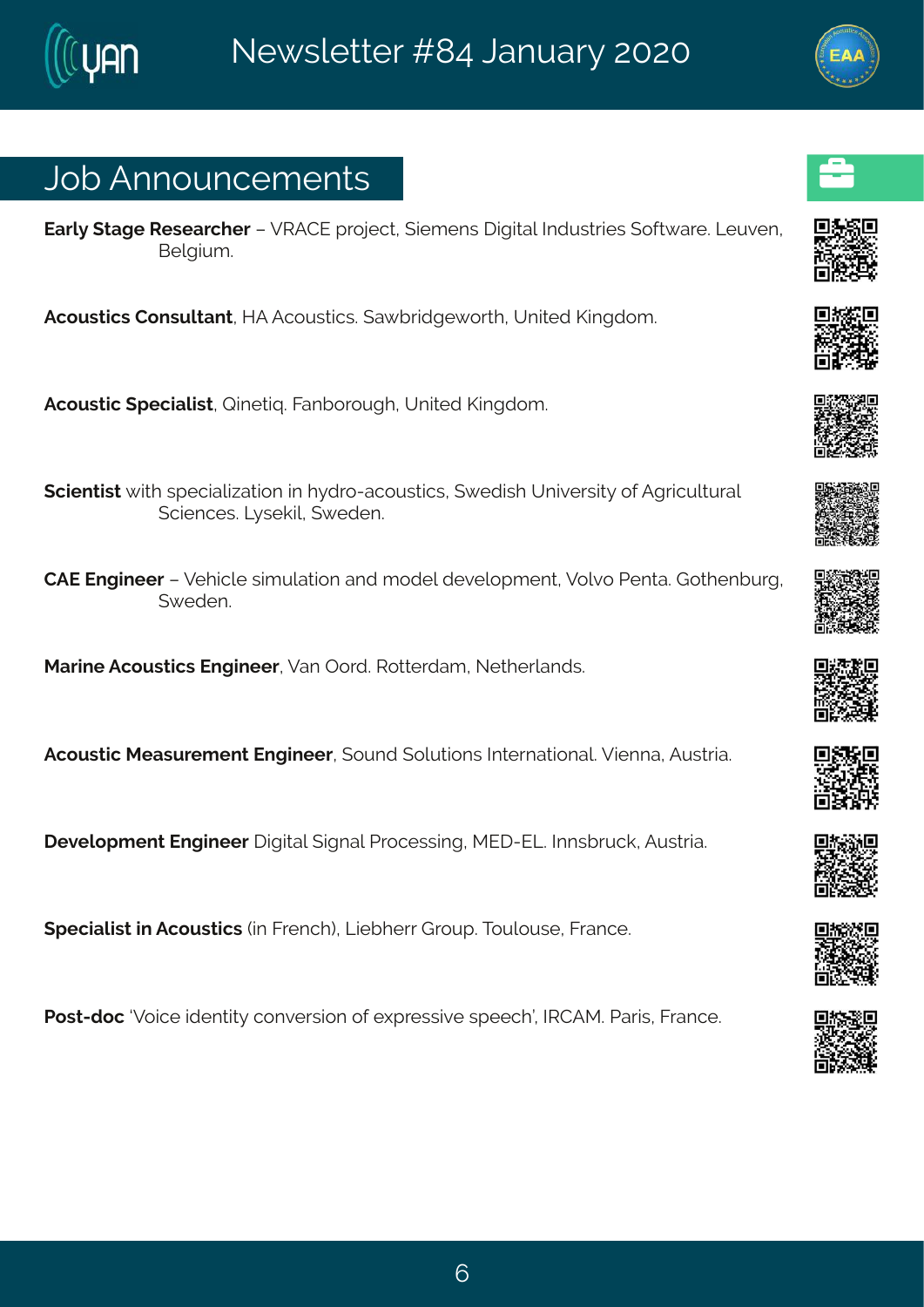## Job Announcements

**Early Stage Researcher** – VRACE project, Siemens Digital Industries Software. Leuven, Belgium.

**Acoustics Consultant**, HA Acoustics. Sawbridgeworth, United Kingdom.

**Acoustic Specialist**, Qinetiq. Fanborough, United Kingdom.

**Scientist** with specialization in hydro-acoustics, Swedish University of Agricultural Sciences. Lysekil, Sweden.

**CAE Engineer** – Vehicle simulation and model development, Volvo Penta. Gothenburg, Sweden.

**Marine Acoustics Engineer**, Van Oord. Rotterdam, Netherlands.

**Acoustic Measurement Engineer**, Sound Solutions International. Vienna, Austria.

**Development Engineer** Digital Signal Processing, MED-EL. Innsbruck, Austria.

**Specialist in Acoustics** (in French), Liebherr Group. Toulouse, France.

**Post-doc** 'Voice identity conversion of expressive speech', IRCAM. Paris, France.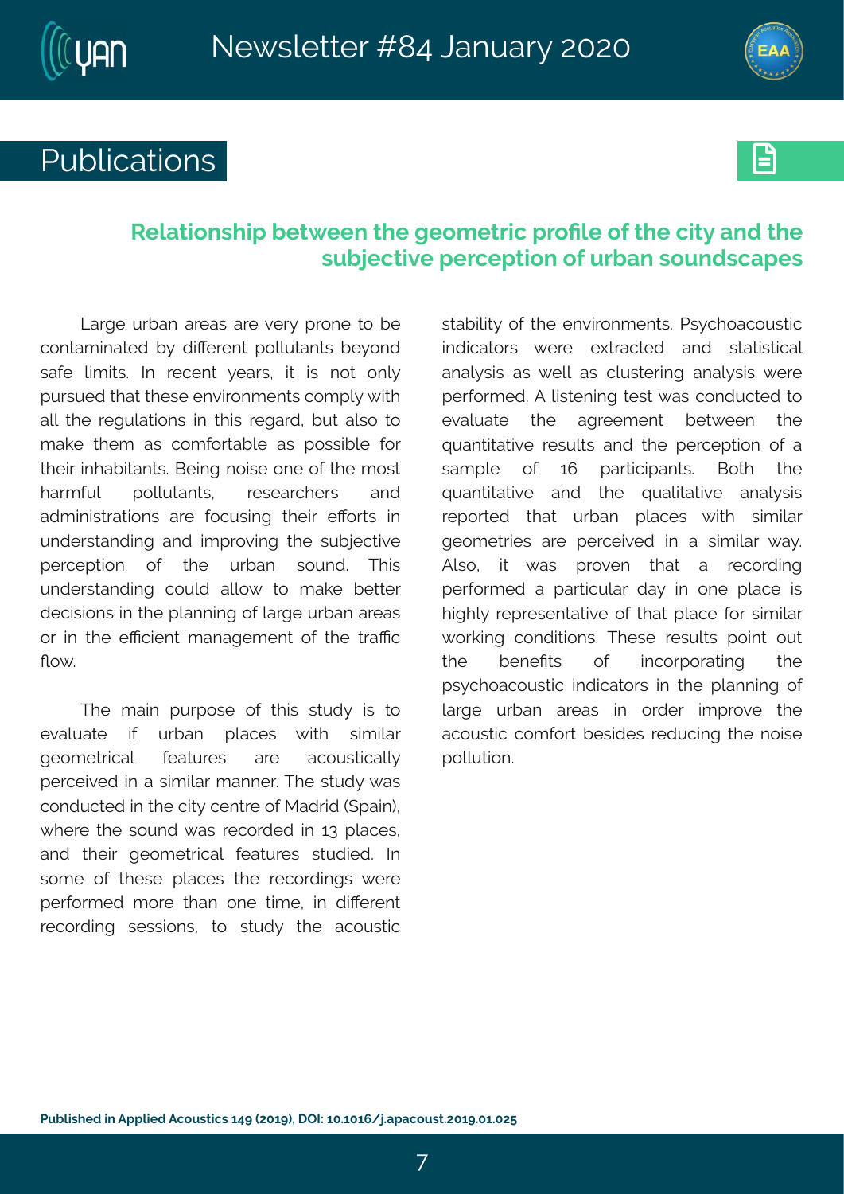# Publications

## Relationship between the geometric profile of the city and the subjective perception of urban soundscapes

Large urban areas are very prone to be contaminated by different pollutants beyond safe limits. In recent years, it is not only pursued that these environments comply with all the regulations in this regard, but also to make them as comfortable as possible for their inhabitants. Being noise one of the most harmful pollutants, researchers and administrations are focusing their efforts in understanding and improving the subjective perception of the urban sound. This understanding could allow to make better decisions in the planning of large urban areas or in the efficient management of the traffic flow.

The main purpose of this study is to evaluate if urban places with similar geometrical features are acoustically perceived in a similar manner. The study was conducted in the city centre of Madrid (Spain), where the sound was recorded in 13 places, and their geometrical features studied. In some of these places the recordings were performed more than one time, in different recording sessions, to study the acoustic stability of the environments. Psychoacoustic indicators were extracted and statistical analysis as well as clustering analysis were performed. A listening test was conducted to evaluate the agreement between the quantitative results and the perception of a sample of 16 participants. Both the quantitative and the qualitative analysis reported that urban places with similar geometries are perceived in a similar way. Also, it was proven that a recording performed a particular day in one place is highly representative of that place for similar working conditions. These results point out the benefits of incorporating the psychoacoustic indicators in the planning of large urban areas in order improve the acoustic comfort besides reducing the noise pollution.

**Published in Applied Acoustics 149 (2019), DOI: 10.1016/j.apacoust.2019.01.025**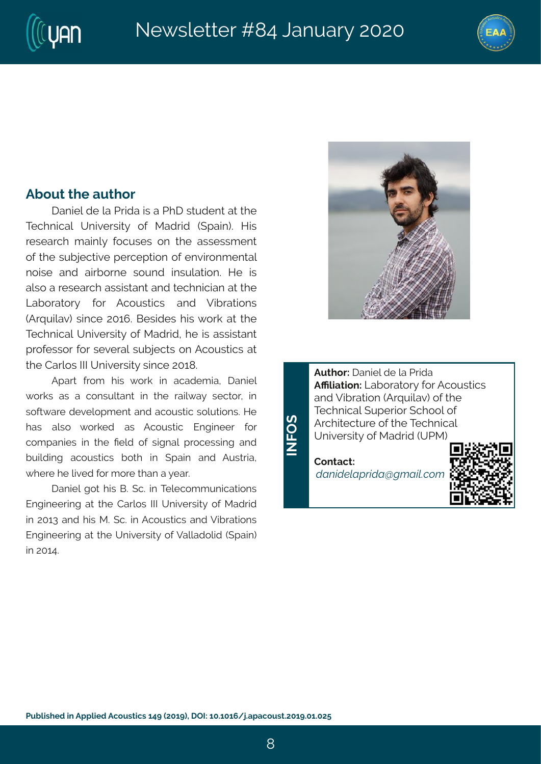## About the author

Daniel de la Prida is a PhD student at the Technical University of Madrid (Spain). His research mainly focuses on the assessment of the subjective perception of environmental noise and airborne sound insulation. He is also a research assistant and technician at the Laboratory for Acoustics and Vibrations (Arquilav) since 2016. Besides his work at the Technical University of Madrid, he is assistant professor for several subjects on Acoustics at the Carlos III University since 2018.

Apart from his work in academia, Daniel works as a consultant in the railway sector, in software development and acoustic solutions. He has also worked as Acoustic Engineer for companies in the field of signal processing and building acoustics both in Spain and Austria, where he lived for more than a year.

Daniel got his B. Sc. in Telecommunications Engineering at the Carlos III University of Madrid in 2013 and his M. Sc. in Acoustics and Vibrations Engineering at the University of Valladolid (Spain) in 2014.

**INFOS**

**Author:** Daniel de la Prida
**Affiliation:** Laboratory for Acoustics and Vibration (Arquilav) of the Technical Superior School of Architecture of the Technical University of Madrid (UPM)

**Contact:**
*danidelaprida@gmail.com*

**Published in Applied Acoustics 149 (2019), DOI: 10.1016/j.apacoust.2019.01.025**